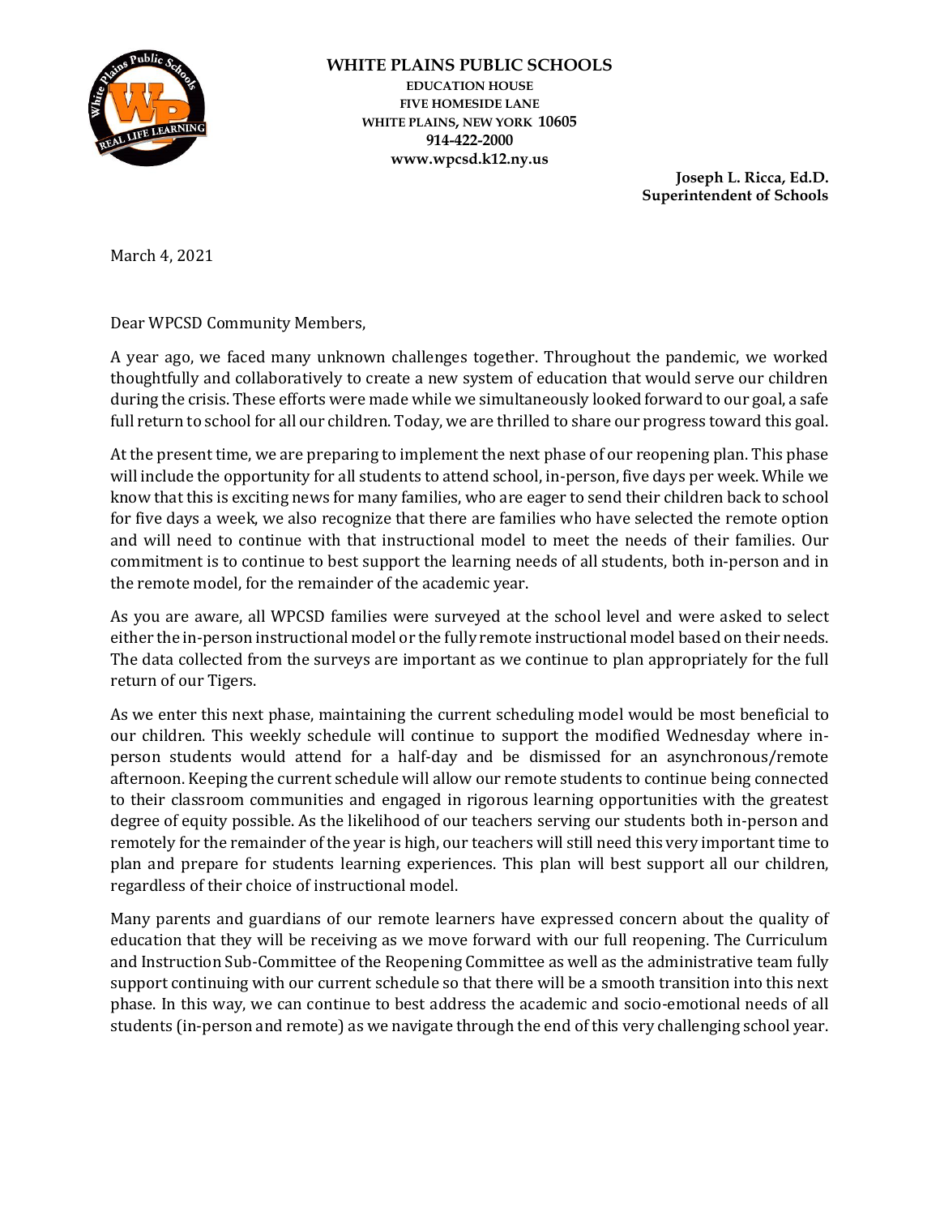**WHITE PLAINS PUBLIC SCHOOLS**
**EDUCATION HOUSE**
**FIVE HOMESIDE LANE**
**WHITE PLAINS, NEW YORK 10605**
**914-422-2000**
**www.wpcsd.k12.ny.us**

**Joseph L. Ricca, Ed.D.**
**Superintendent of Schools**

March 4, 2021

Dear WPCSD Community Members,

A year ago, we faced many unknown challenges together. Throughout the pandemic, we worked thoughtfully and collaboratively to create a new system of education that would serve our children during the crisis. These efforts were made while we simultaneously looked forward to our goal, a safe full return to school for all our children. Today, we are thrilled to share our progress toward this goal.

At the present time, we are preparing to implement the next phase of our reopening plan. This phase will include the opportunity for all students to attend school, in-person, five days per week. While we know that this is exciting news for many families, who are eager to send their children back to school for five days a week, we also recognize that there are families who have selected the remote option and will need to continue with that instructional model to meet the needs of their families. Our commitment is to continue to best support the learning needs of all students, both in-person and in the remote model, for the remainder of the academic year.

As you are aware, all WPCSD families were surveyed at the school level and were asked to select either the in-person instructional model or the fully remote instructional model based on their needs. The data collected from the surveys are important as we continue to plan appropriately for the full return of our Tigers.

As we enter this next phase, maintaining the current scheduling model would be most beneficial to our children. This weekly schedule will continue to support the modified Wednesday where in-person students would attend for a half-day and be dismissed for an asynchronous/remote afternoon. Keeping the current schedule will allow our remote students to continue being connected to their classroom communities and engaged in rigorous learning opportunities with the greatest degree of equity possible. As the likelihood of our teachers serving our students both in-person and remotely for the remainder of the year is high, our teachers will still need this very important time to plan and prepare for students learning experiences. This plan will best support all our children, regardless of their choice of instructional model.

Many parents and guardians of our remote learners have expressed concern about the quality of education that they will be receiving as we move forward with our full reopening. The Curriculum and Instruction Sub-Committee of the Reopening Committee as well as the administrative team fully support continuing with our current schedule so that there will be a smooth transition into this next phase. In this way, we can continue to best address the academic and socio-emotional needs of all students (in-person and remote) as we navigate through the end of this very challenging school year.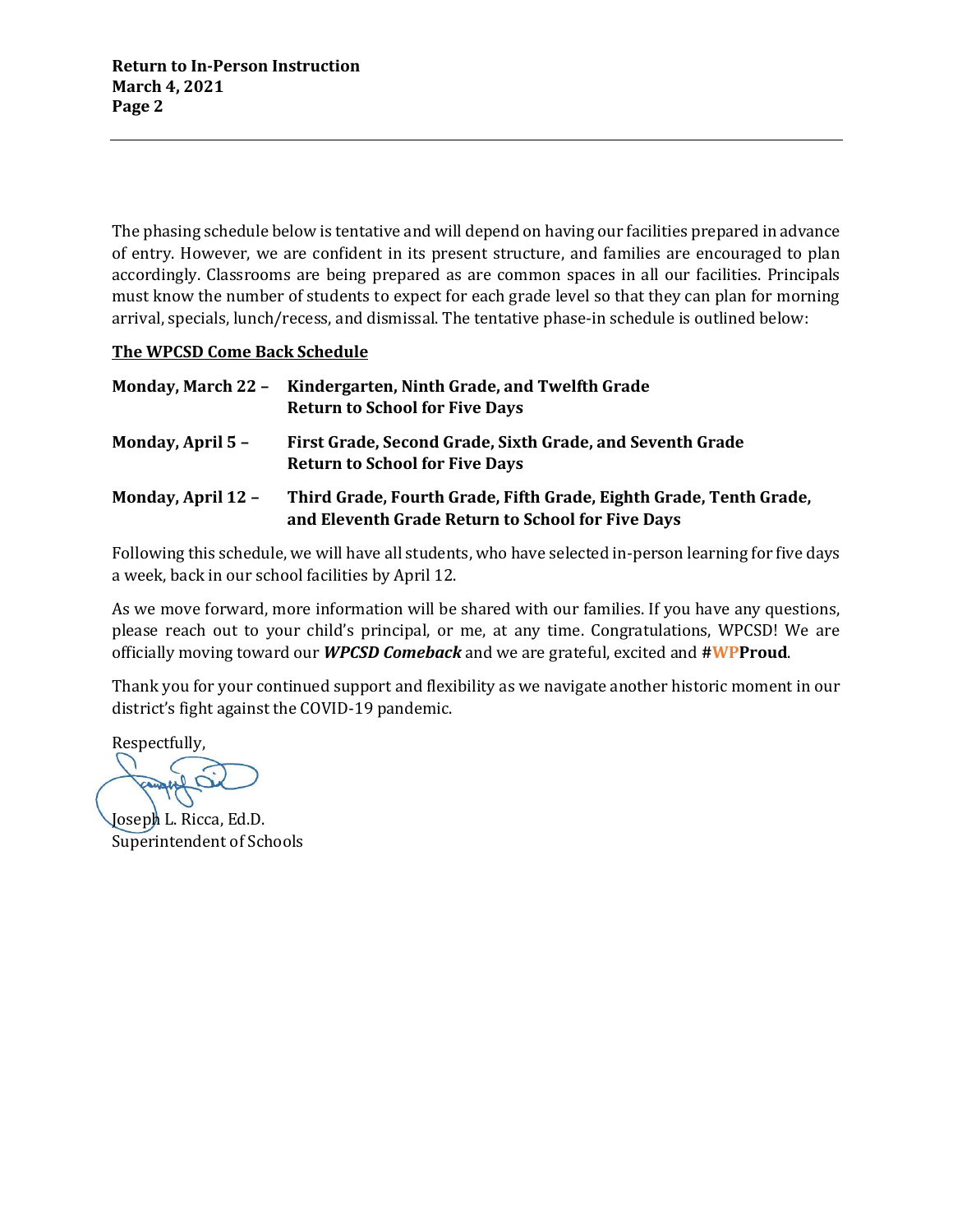The phasing schedule below is tentative and will depend on having our facilities prepared in advance of entry. However, we are confident in its present structure, and families are encouraged to plan accordingly. Classrooms are being prepared as are common spaces in all our facilities. Principals must know the number of students to expect for each grade level so that they can plan for morning arrival, specials, lunch/recess, and dismissal. The tentative phase-in schedule is outlined below:

**<u>The WPCSD Come Back Schedule</u>**

**Monday, March 22 –** **Kindergarten, Ninth Grade, and Twelfth Grade Return to School for Five Days**

**Monday, April 5 –** **First Grade, Second Grade, Sixth Grade, and Seventh Grade Return to School for Five Days**

**Monday, April 12 –** **Third Grade, Fourth Grade, Fifth Grade, Eighth Grade, Tenth Grade, and Eleventh Grade Return to School for Five Days**

Following this schedule, we will have all students, who have selected in-person learning for five days a week, back in our school facilities by April 12.

As we move forward, more information will be shared with our families. If you have any questions, please reach out to your child's principal, or me, at any time. Congratulations, WPCSD! We are officially moving toward our ***WPCSD Comeback*** and we are grateful, excited and **#WPProud**.

Thank you for your continued support and flexibility as we navigate another historic moment in our district's fight against the COVID-19 pandemic.

Respectfully,

Joseph L. Ricca, Ed.D.
Superintendent of Schools